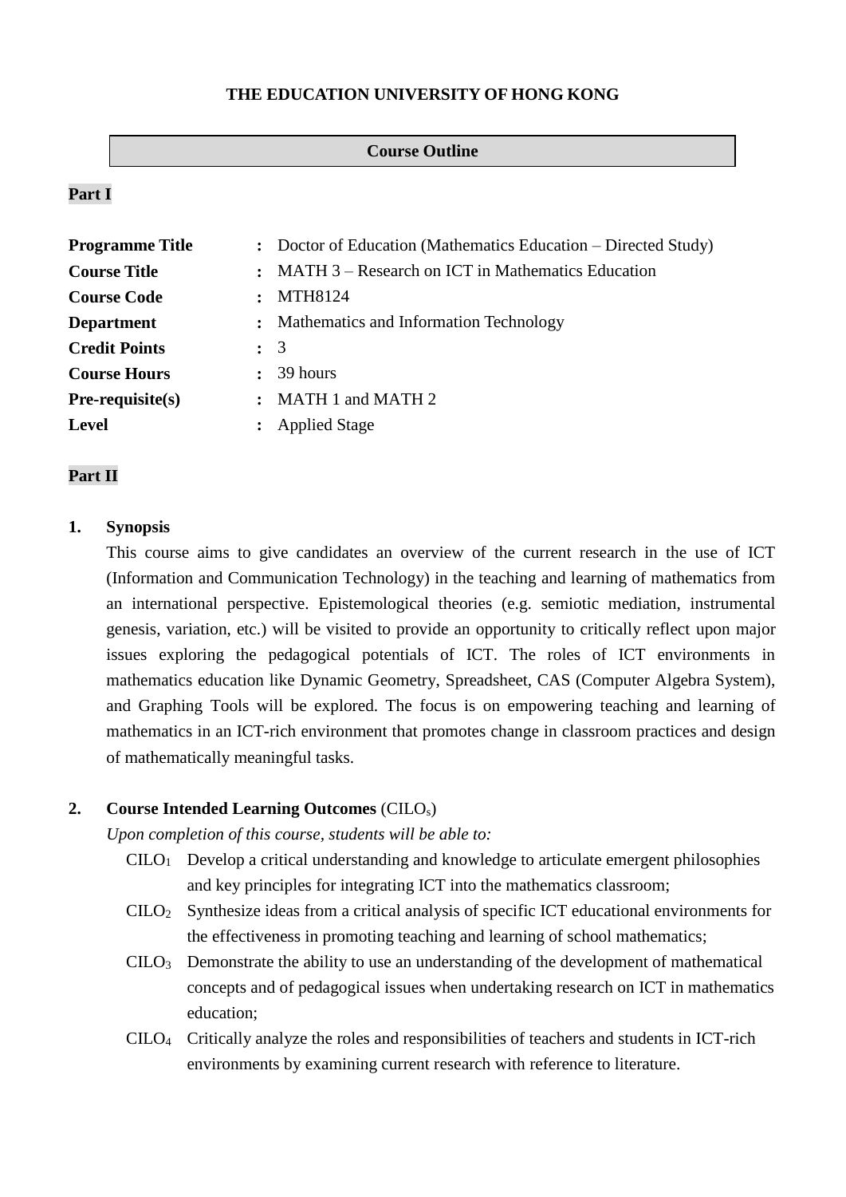**THE EDUCATION UNIVERSITY OF HONG KONG**

**Course Outline**

**Part I**

| | | |
|---|---|---|
| **Programme Title** | **:** | Doctor of Education (Mathematics Education – Directed Study) |
| **Course Title** | **:** | MATH 3 – Research on ICT in Mathematics Education |
| **Course Code** | **:** | MTH8124 |
| **Department** | **:** | Mathematics and Information Technology |
| **Credit Points** | **:** | 3 |
| **Course Hours** | **:** | 39 hours |
| **Pre-requisite(s)** | **:** | MATH 1 and MATH 2 |
| **Level** | **:** | Applied Stage |

**Part II**

**1. Synopsis**

This course aims to give candidates an overview of the current research in the use of ICT (Information and Communication Technology) in the teaching and learning of mathematics from an international perspective. Epistemological theories (e.g. semiotic mediation, instrumental genesis, variation, etc.) will be visited to provide an opportunity to critically reflect upon major issues exploring the pedagogical potentials of ICT. The roles of ICT environments in mathematics education like Dynamic Geometry, Spreadsheet, CAS (Computer Algebra System), and Graphing Tools will be explored. The focus is on empowering teaching and learning of mathematics in an ICT-rich environment that promotes change in classroom practices and design of mathematically meaningful tasks.

**2. Course Intended Learning Outcomes** ($\text{CILO}_s$)

*Upon completion of this course, students will be able to:*

- $\text{CILO}_1$ Develop a critical understanding and knowledge to articulate emergent philosophies and key principles for integrating ICT into the mathematics classroom;
- $\text{CILO}_2$ Synthesize ideas from a critical analysis of specific ICT educational environments for the effectiveness in promoting teaching and learning of school mathematics;
- $\text{CILO}_3$ Demonstrate the ability to use an understanding of the development of mathematical concepts and of pedagogical issues when undertaking research on ICT in mathematics education;
- $\text{CILO}_4$ Critically analyze the roles and responsibilities of teachers and students in ICT-rich environments by examining current research with reference to literature.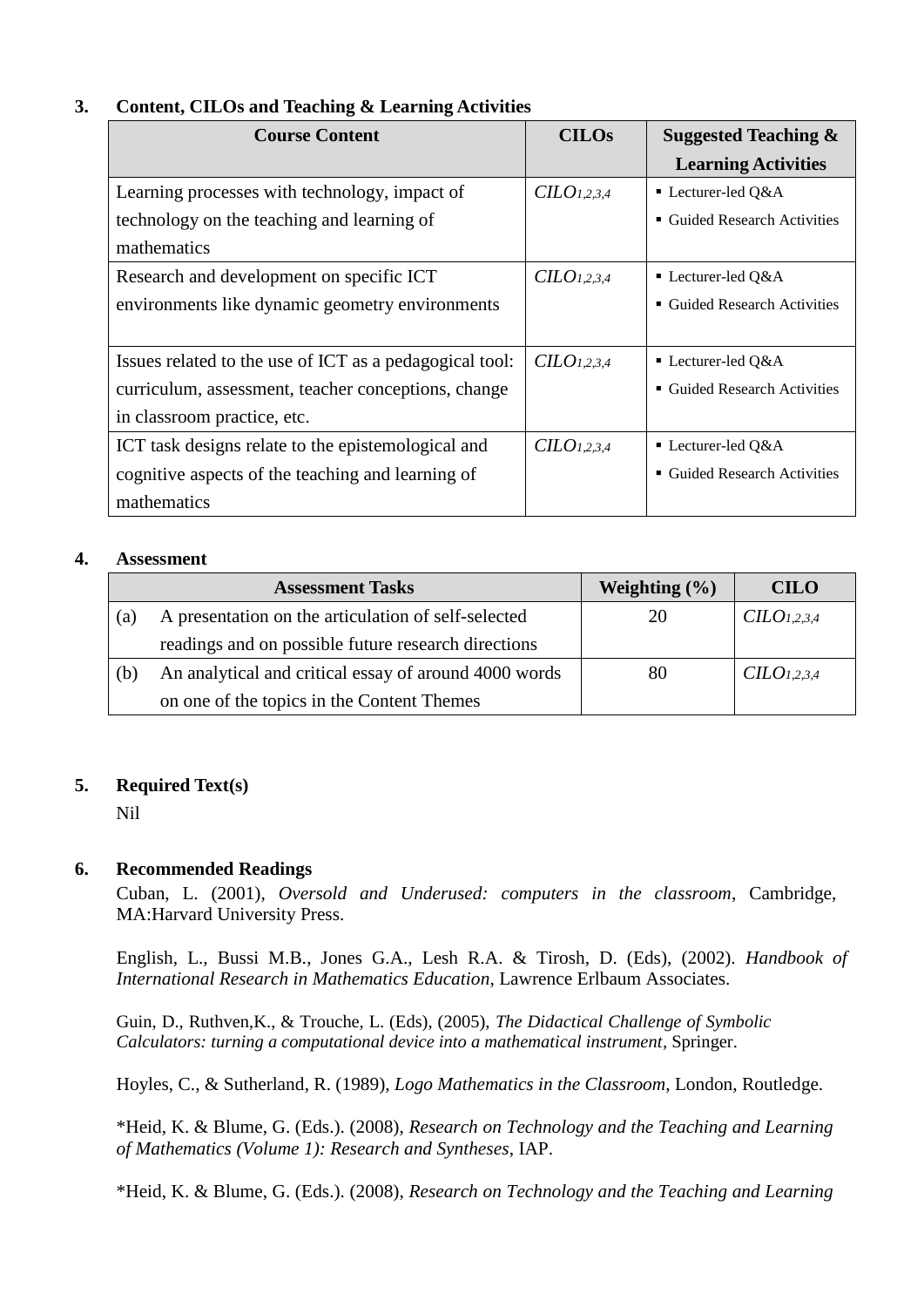## 3. Content, CILOs and Teaching & Learning Activities

| Course Content | CILOs | Suggested Teaching & Learning Activities |
|---|---|---|
| Learning processes with technology, impact of technology on the teaching and learning of mathematics | $CILO_{1,2,3,4}$ | ▪ Lecturer-led Q&A<br>▪ Guided Research Activities |
| Research and development on specific ICT environments like dynamic geometry environments | $CILO_{1,2,3,4}$ | ▪ Lecturer-led Q&A<br>▪ Guided Research Activities |
| Issues related to the use of ICT as a pedagogical tool: curriculum, assessment, teacher conceptions, change in classroom practice, etc. | $CILO_{1,2,3,4}$ | ▪ Lecturer-led Q&A<br>▪ Guided Research Activities |
| ICT task designs relate to the epistemological and cognitive aspects of the teaching and learning of mathematics | $CILO_{1,2,3,4}$ | ▪ Lecturer-led Q&A<br>▪ Guided Research Activities |

## 4. Assessment

| | Assessment Tasks | Weighting (%) | CILO |
|---|---|---|---|
| (a) | A presentation on the articulation of self-selected readings and on possible future research directions | 20 | $CILO_{1,2,3,4}$ |
| (b) | An analytical and critical essay of around 4000 words on one of the topics in the Content Themes | 80 | $CILO_{1,2,3,4}$ |

## 5. Required Text(s)

Nil

## 6. Recommended Readings

Cuban, L. (2001), *Oversold and Underused: computers in the classroom*, Cambridge, MA:Harvard University Press.

English, L., Bussi M.B., Jones G.A., Lesh R.A. & Tirosh, D. (Eds), (2002). *Handbook of International Research in Mathematics Education*, Lawrence Erlbaum Associates.

Guin, D., Ruthven,K., & Trouche, L. (Eds), (2005), *The Didactical Challenge of Symbolic Calculators: turning a computational device into a mathematical instrument*, Springer.

Hoyles, C., & Sutherland, R. (1989), *Logo Mathematics in the Classroom*, London, Routledge.

*Heid, K. & Blume, G. (Eds.). (2008), *Research on Technology and the Teaching and Learning of Mathematics (Volume 1): Research and Syntheses*, IAP.

*Heid, K. & Blume, G. (Eds.). (2008), *Research on Technology and the Teaching and Learning*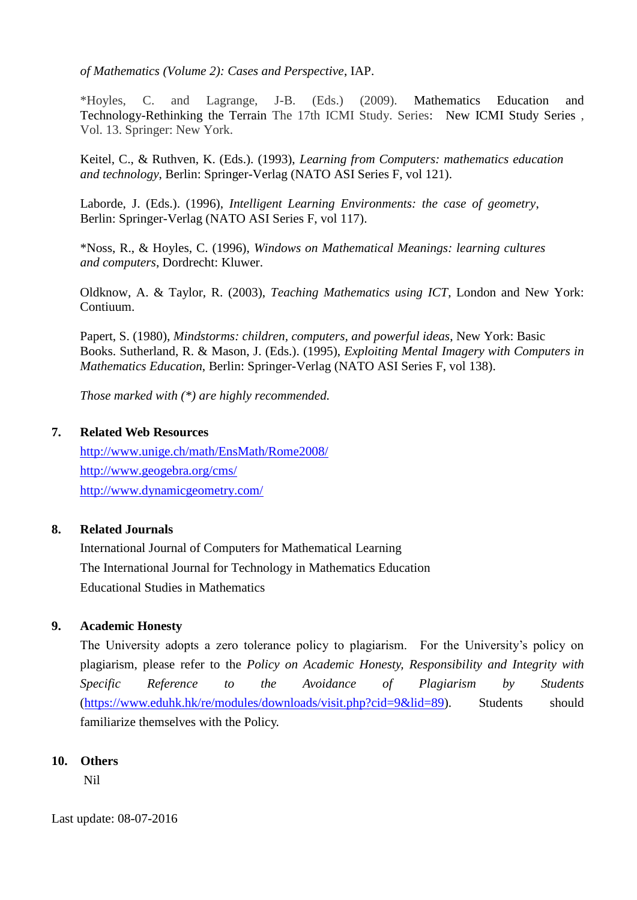*of Mathematics (Volume 2): Cases and Perspective*, IAP.

*Hoyles, C. and Lagrange, J-B. (Eds.) (2009). Mathematics Education and Technology-Rethinking the Terrain The 17th ICMI Study. Series: New ICMI Study Series , Vol. 13. Springer: New York.

Keitel, C., & Ruthven, K. (Eds.). (1993), *Learning from Computers: mathematics education and technology*, Berlin: Springer-Verlag (NATO ASI Series F, vol 121).

Laborde, J. (Eds.). (1996), *Intelligent Learning Environments: the case of geometry*, Berlin: Springer-Verlag (NATO ASI Series F, vol 117).

*Noss, R., & Hoyles, C. (1996), *Windows on Mathematical Meanings: learning cultures and computers*, Dordrecht: Kluwer.

Oldknow, A. & Taylor, R. (2003), *Teaching Mathematics using ICT*, London and New York: Contiuum.

Papert, S. (1980), *Mindstorms: children, computers, and powerful ideas*, New York: Basic Books. Sutherland, R. & Mason, J. (Eds.). (1995), *Exploiting Mental Imagery with Computers in Mathematics Education*, Berlin: Springer-Verlag (NATO ASI Series F, vol 138).

*Those marked with (*) are highly recommended.*

## 7. Related Web Resources

http://www.unige.ch/math/EnsMath/Rome2008/
http://www.geogebra.org/cms/
http://www.dynamicgeometry.com/

## 8. Related Journals

International Journal of Computers for Mathematical Learning
The International Journal for Technology in Mathematics Education
Educational Studies in Mathematics

## 9. Academic Honesty

The University adopts a zero tolerance policy to plagiarism. For the University's policy on plagiarism, please refer to the *Policy on Academic Honesty, Responsibility and Integrity with Specific Reference to the Avoidance of Plagiarism by Students* (https://www.eduhk.hk/re/modules/downloads/visit.php?cid=9&lid=89). Students should familiarize themselves with the Policy.

## 10. Others

Nil

Last update: 08-07-2016